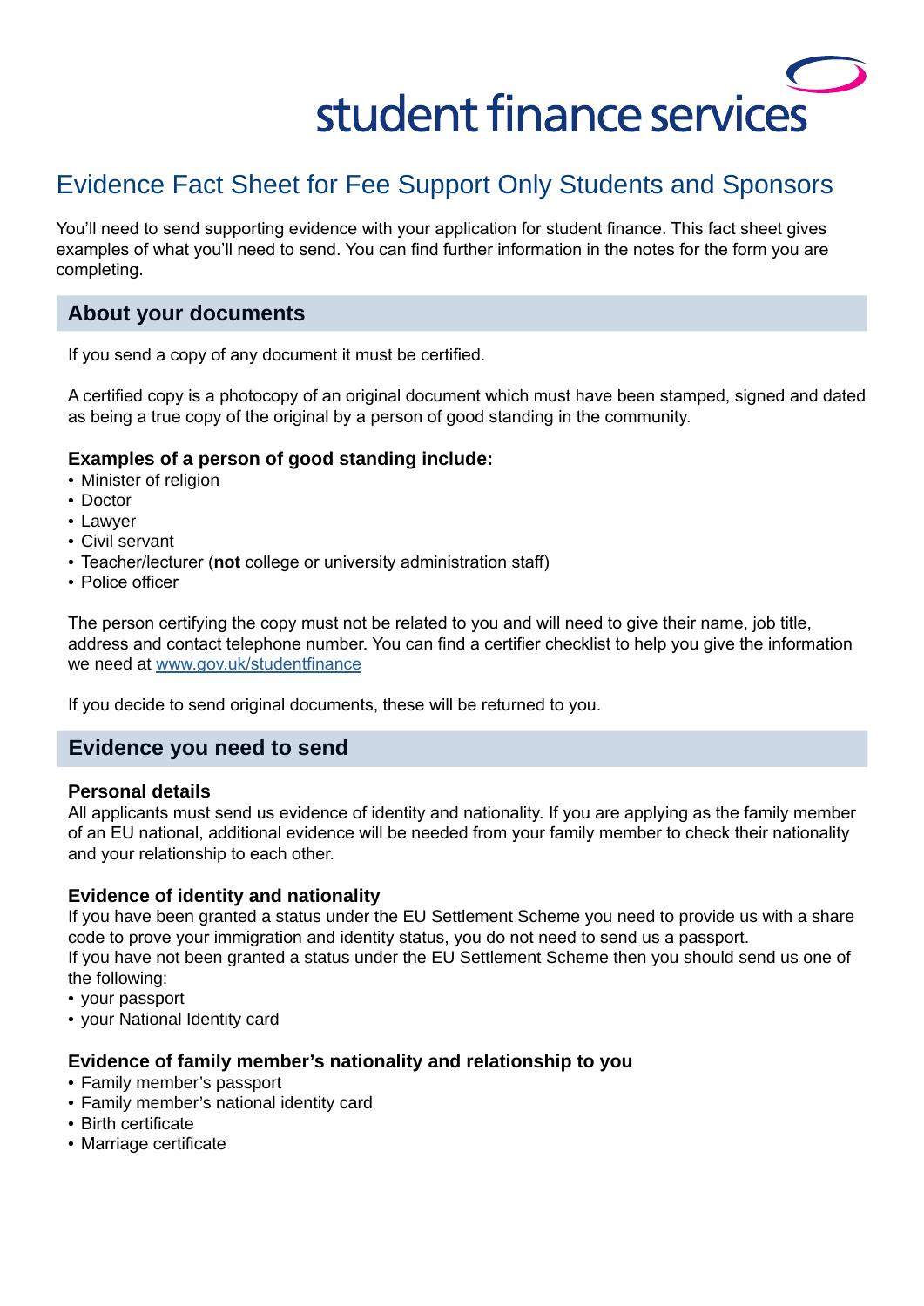student finance services

# Evidence Fact Sheet for Fee Support Only Students and Sponsors

You'll need to send supporting evidence with your application for student finance. This fact sheet gives examples of what you'll need to send. You can find further information in the notes for the form you are completing.

## About your documents

If you send a copy of any document it must be certified.

A certified copy is a photocopy of an original document which must have been stamped, signed and dated as being a true copy of the original by a person of good standing in the community.

### Examples of a person of good standing include:

- Minister of religion
- Doctor
- Lawyer
- Civil servant
- Teacher/lecturer (**not** college or university administration staff)
- Police officer

The person certifying the copy must not be related to you and will need to give their name, job title, address and contact telephone number. You can find a certifier checklist to help you give the information we need at www.gov.uk/studentfinance

If you decide to send original documents, these will be returned to you.

## Evidence you need to send

### Personal details

All applicants must send us evidence of identity and nationality. If you are applying as the family member of an EU national, additional evidence will be needed from your family member to check their nationality and your relationship to each other.

### Evidence of identity and nationality

If you have been granted a status under the EU Settlement Scheme you need to provide us with a share code to prove your immigration and identity status, you do not need to send us a passport.
If you have not been granted a status under the EU Settlement Scheme then you should send us one of the following:

- your passport
- your National Identity card

### Evidence of family member's nationality and relationship to you

- Family member's passport
- Family member's national identity card
- Birth certificate
- Marriage certificate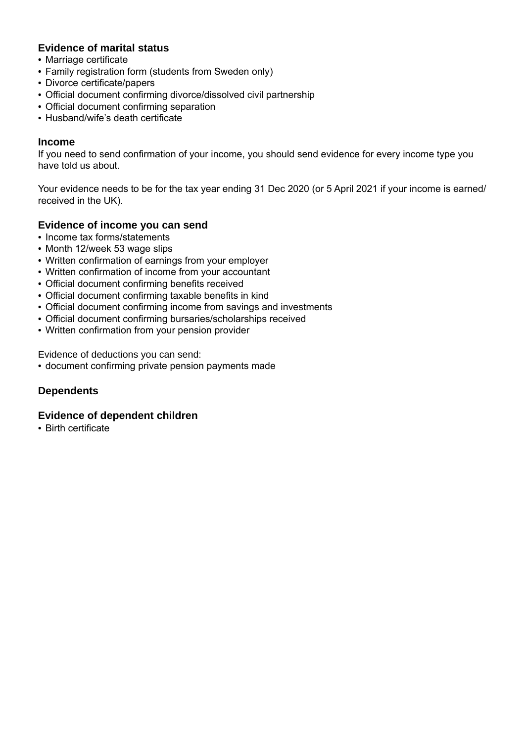### Evidence of marital status

- Marriage certificate
- Family registration form (students from Sweden only)
- Divorce certificate/papers
- Official document confirming divorce/dissolved civil partnership
- Official document confirming separation
- Husband/wife's death certificate

### Income

If you need to send confirmation of your income, you should send evidence for every income type you have told us about.

Your evidence needs to be for the tax year ending 31 Dec 2020 (or 5 April 2021 if your income is earned/received in the UK).

### Evidence of income you can send

- Income tax forms/statements
- Month 12/week 53 wage slips
- Written confirmation of earnings from your employer
- Written confirmation of income from your accountant
- Official document confirming benefits received
- Official document confirming taxable benefits in kind
- Official document confirming income from savings and investments
- Official document confirming bursaries/scholarships received
- Written confirmation from your pension provider

Evidence of deductions you can send:

- document confirming private pension payments made

### Dependents

### Evidence of dependent children

- Birth certificate